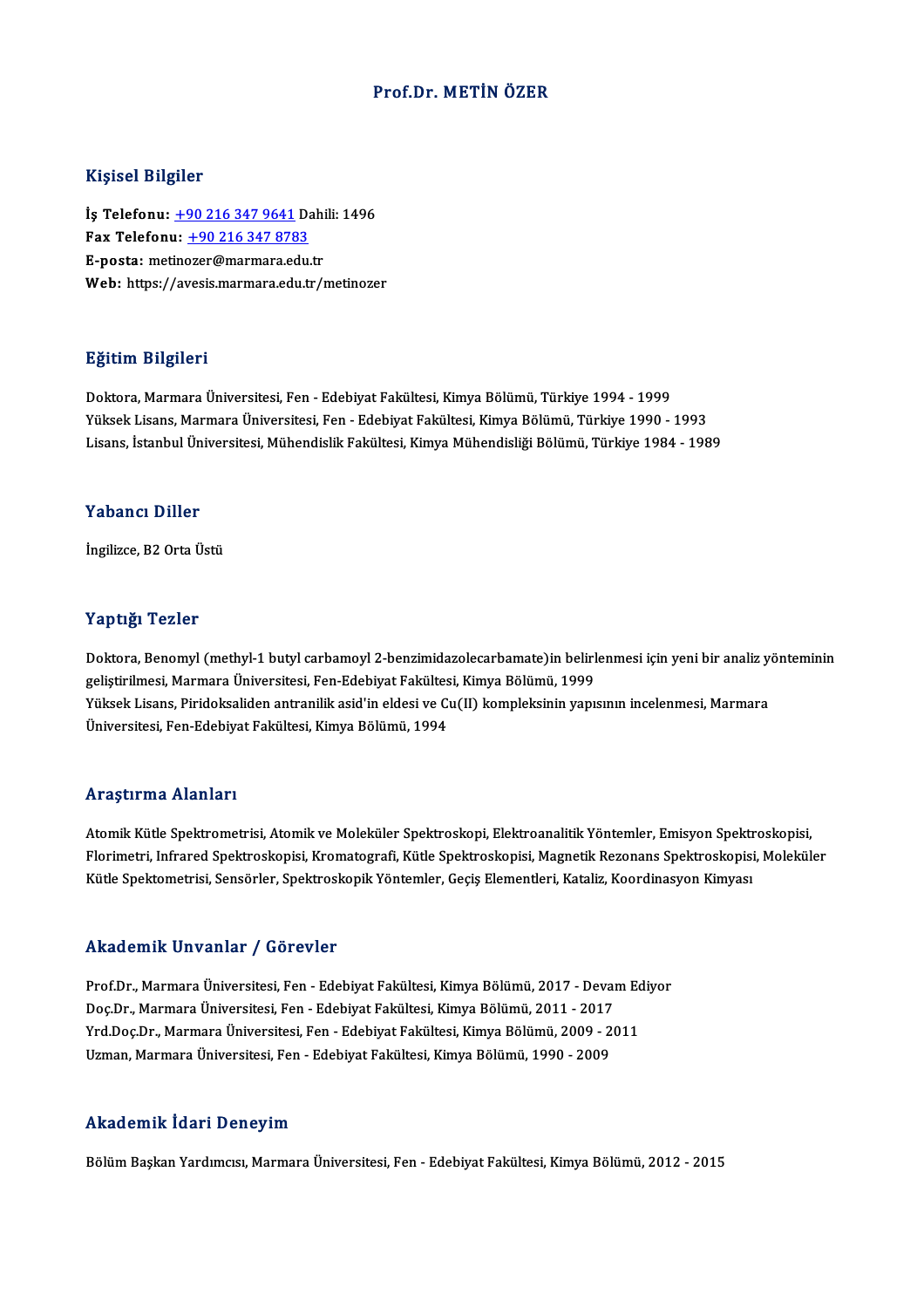# Prof.Dr. METİN ÖZER

## Kişisel Bilgiler

**İş Telefonu:** +90 216 347 9641 Dahili: 1496
**Fax Telefonu:** +90 216 347 8783
**E-posta:** metinozer@marmara.edu.tr
**Web:** https://avesis.marmara.edu.tr/metinozer

## Eğitim Bilgileri

Doktora, Marmara Üniversitesi, Fen - Edebiyat Fakültesi, Kimya Bölümü, Türkiye 1994 - 1999
Yüksek Lisans, Marmara Üniversitesi, Fen - Edebiyat Fakültesi, Kimya Bölümü, Türkiye 1990 - 1993
Lisans, İstanbul Üniversitesi, Mühendislik Fakültesi, Kimya Mühendisliği Bölümü, Türkiye 1984 - 1989

## Yabancı Diller

İngilizce, B2 Orta Üstü

## Yaptığı Tezler

Doktora, Benomyl (methyl-1 butyl carbamoyl 2-benzimidazolecarbamate)in belirlenmesi için yeni bir analiz yönteminin geliştirilmesi, Marmara Üniversitesi, Fen-Edebiyat Fakültesi, Kimya Bölümü, 1999
Yüksek Lisans, Piridoksaliden antranilik asid'in eldesi ve Cu(II) kompleksinin yapısının incelenmesi, Marmara Üniversitesi, Fen-Edebiyat Fakültesi, Kimya Bölümü, 1994

## Araştırma Alanları

Atomik Kütle Spektrometrisi, Atomik ve Moleküler Spektroskopi, Elektroanalitik Yöntemler, Emisyon Spektroskopisi, Florimetri, Infrared Spektroskopisi, Kromatografi, Kütle Spektroskopisi, Magnetik Rezonans Spektroskopisi, Moleküler Kütle Spektometrisi, Sensörler, Spektroskopik Yöntemler, Geçiş Elementleri, Kataliz, Koordinasyon Kimyası

## Akademik Unvanlar / Görevler

Prof.Dr., Marmara Üniversitesi, Fen - Edebiyat Fakültesi, Kimya Bölümü, 2017 - Devam Ediyor
Doç.Dr., Marmara Üniversitesi, Fen - Edebiyat Fakültesi, Kimya Bölümü, 2011 - 2017
Yrd.Doç.Dr., Marmara Üniversitesi, Fen - Edebiyat Fakültesi, Kimya Bölümü, 2009 - 2011
Uzman, Marmara Üniversitesi, Fen - Edebiyat Fakültesi, Kimya Bölümü, 1990 - 2009

## Akademik İdari Deneyim

Bölüm Başkan Yardımcısı, Marmara Üniversitesi, Fen - Edebiyat Fakültesi, Kimya Bölümü, 2012 - 2015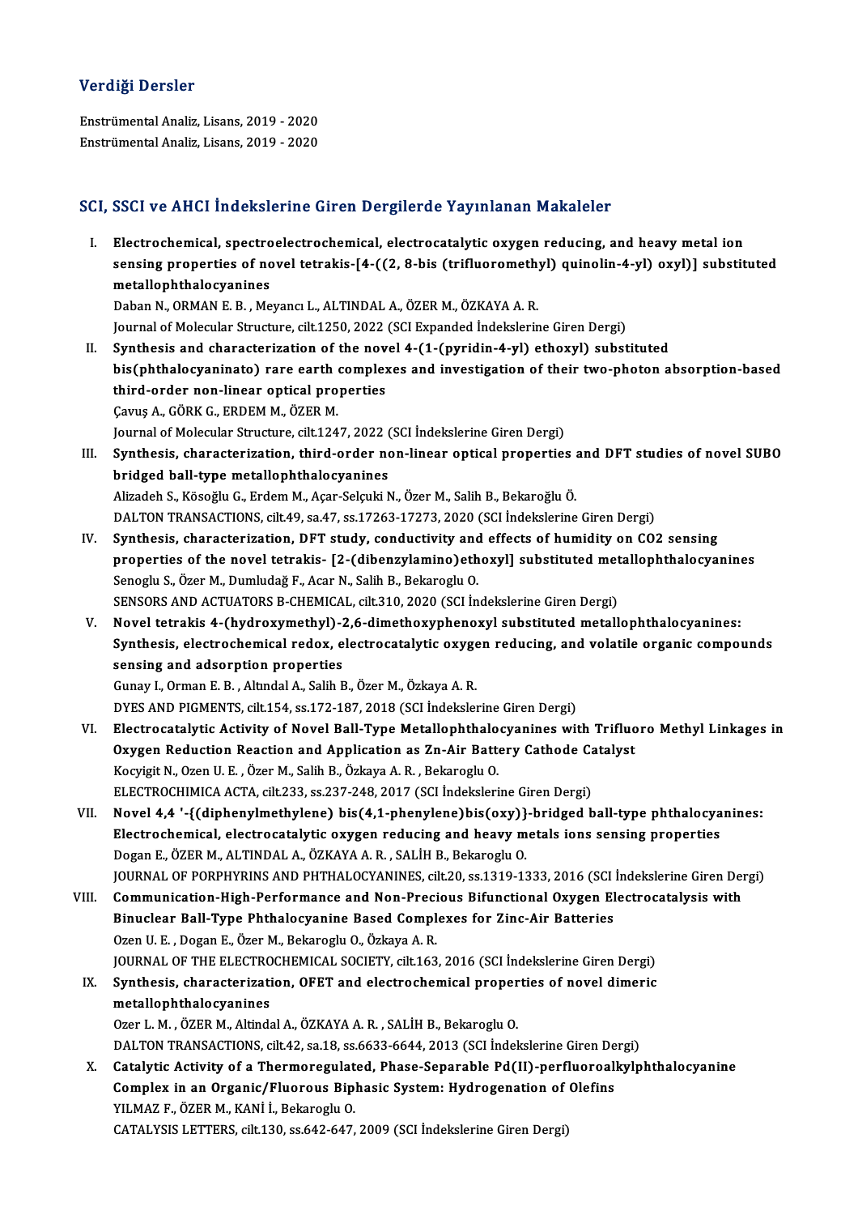## Verdiği Dersler

Enstrümental Analiz, Lisans, 2019 - 2020
Enstrümental Analiz, Lisans, 2019 - 2020

## SCI, SSCI ve AHCI İndekslerine Giren Dergilerde Yayınlanan Makaleler

I. **Electrochemical, spectroelectrochemical, electrocatalytic oxygen reducing, and heavy metal ion sensing properties of novel tetrakis-[4-((2, 8-bis (trifluoromethyl) quinolin-4-yl) oxyl)] substituted metallophthalocyanines**
Daban N., ORMAN E. B. , Meyancı L., ALTINDAL A., ÖZER M., ÖZKAYA A. R.
Journal of Molecular Structure, cilt.1250, 2022 (SCI Expanded İndekslerine Giren Dergi)

II. **Synthesis and characterization of the novel 4-(1-(pyridin-4-yl) ethoxyl) substituted bis(phthalocyaninato) rare earth complexes and investigation of their two-photon absorption-based third-order non-linear optical properties**
Çavuş A., GÖRK G., ERDEM M., ÖZER M.
Journal of Molecular Structure, cilt.1247, 2022 (SCI İndekslerine Giren Dergi)

III. **Synthesis, characterization, third-order non-linear optical properties and DFT studies of novel SUBO bridged ball-type metallophthalocyanines**
Alizadeh S., Kösoğlu G., Erdem M., Açar-Selçuki N., Özer M., Salih B., Bekaroğlu Ö.
DALTON TRANSACTIONS, cilt.49, sa.47, ss.17263-17273, 2020 (SCI İndekslerine Giren Dergi)

IV. **Synthesis, characterization, DFT study, conductivity and effects of humidity on CO2 sensing properties of the novel tetrakis- [2-(dibenzylamino)ethoxyl] substituted metallophthalocyanines**
Senoglu S., Özer M., Dumludağ F., Acar N., Salih B., Bekaroglu O.
SENSORS AND ACTUATORS B-CHEMICAL, cilt.310, 2020 (SCI İndekslerine Giren Dergi)

V. **Novel tetrakis 4-(hydroxymethyl)-2,6-dimethoxyphenoxyl substituted metallophthalocyanines: Synthesis, electrochemical redox, electrocatalytic oxygen reducing, and volatile organic compounds sensing and adsorption properties**
Gunay I., Orman E. B. , Altındal A., Salih B., Özer M., Özkaya A. R.
DYES AND PIGMENTS, cilt.154, ss.172-187, 2018 (SCI İndekslerine Giren Dergi)

VI. **Electrocatalytic Activity of Novel Ball-Type Metallophthalocyanines with Trifluoro Methyl Linkages in Oxygen Reduction Reaction and Application as Zn-Air Battery Cathode Catalyst**
Kocyigit N., Ozen U. E. , Özer M., Salih B., Özkaya A. R. , Bekaroglu O.
ELECTROCHIMICA ACTA, cilt.233, ss.237-248, 2017 (SCI İndekslerine Giren Dergi)

VII. **Novel 4,4 '-{(diphenylmethylene) bis(4,1-phenylene)bis(oxy)}-bridged ball-type phthalocyanines: Electrochemical, electrocatalytic oxygen reducing and heavy metals ions sensing properties**
Dogan E., ÖZER M., ALTINDAL A., ÖZKAYA A. R. , SALİH B., Bekaroglu O.
JOURNAL OF PORPHYRINS AND PHTHALOCYANINES, cilt.20, ss.1319-1333, 2016 (SCI İndekslerine Giren Dergi)

VIII. **Communication-High-Performance and Non-Precious Bifunctional Oxygen Electrocatalysis with Binuclear Ball-Type Phthalocyanine Based Complexes for Zinc-Air Batteries**
Ozen U. E. , Dogan E., Özer M., Bekaroglu O., Özkaya A. R.
JOURNAL OF THE ELECTROCHEMICAL SOCIETY, cilt.163, 2016 (SCI İndekslerine Giren Dergi)

IX. **Synthesis, characterization, OFET and electrochemical properties of novel dimeric metallophthalocyanines**
Ozer L. M. , ÖZER M., Altindal A., ÖZKAYA A. R. , SALİH B., Bekaroglu O.
DALTON TRANSACTIONS, cilt.42, sa.18, ss.6633-6644, 2013 (SCI İndekslerine Giren Dergi)

X. **Catalytic Activity of a Thermoregulated, Phase-Separable Pd(II)-perfluoroalkylphthalocyanine Complex in an Organic/Fluorous Biphasic System: Hydrogenation of Olefins**
YILMAZ F., ÖZER M., KANİ İ., Bekaroglu O.
CATALYSIS LETTERS, cilt.130, ss.642-647, 2009 (SCI İndekslerine Giren Dergi)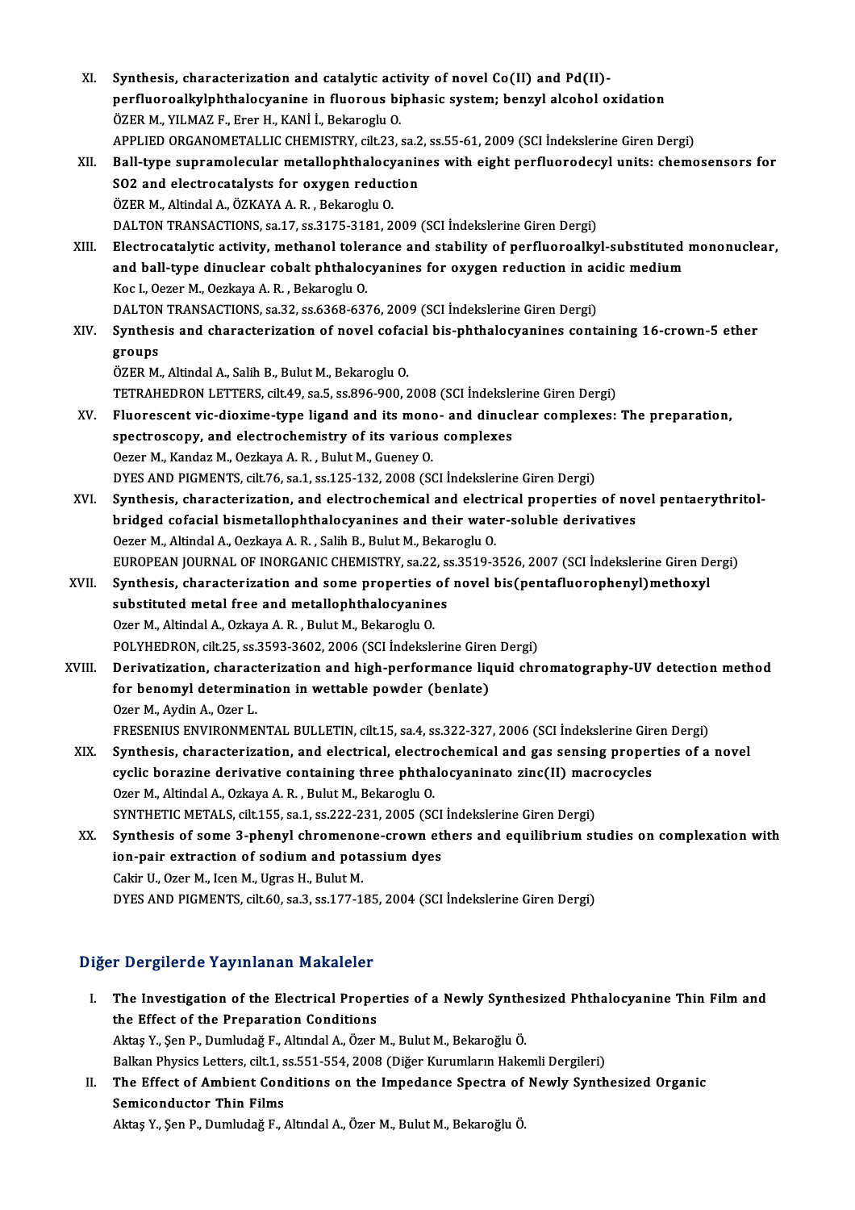XI. **Synthesis, characterization and catalytic activity of novel Co(II) and Pd(II)-perfluoroalkylphthalocyanine in fluorous biphasic system; benzyl alcohol oxidation**
ÖZER M., YILMAZ F., Erer H., KANİ İ., Bekaroglu O.
APPLIED ORGANOMETALLIC CHEMISTRY, cilt.23, sa.2, ss.55-61, 2009 (SCI İndekslerine Giren Dergi)

XII. **Ball-type supramolecular metallophthalocyanines with eight perfluorodecyl units: chemosensors for SO2 and electrocatalysts for oxygen reduction**
ÖZER M., Altindal A., ÖZKAYA A. R. , Bekaroglu O.
DALTON TRANSACTIONS, sa.17, ss.3175-3181, 2009 (SCI İndekslerine Giren Dergi)

XIII. **Electrocatalytic activity, methanol tolerance and stability of perfluoroalkyl-substituted mononuclear, and ball-type dinuclear cobalt phthalocyanines for oxygen reduction in acidic medium**
Koc I., Oezer M., Oezkaya A. R. , Bekaroglu O.
DALTON TRANSACTIONS, sa.32, ss.6368-6376, 2009 (SCI İndekslerine Giren Dergi)

XIV. **Synthesis and characterization of novel cofacial bis-phthalocyanines containing 16-crown-5 ether groups**
ÖZER M., Altindal A., Salih B., Bulut M., Bekaroglu O.
TETRAHEDRON LETTERS, cilt.49, sa.5, ss.896-900, 2008 (SCI İndekslerine Giren Dergi)

XV. **Fluorescent vic-dioxime-type ligand and its mono- and dinuclear complexes: The preparation, spectroscopy, and electrochemistry of its various complexes**
Oezer M., Kandaz M., Oezkaya A. R. , Bulut M., Gueney O.
DYES AND PIGMENTS, cilt.76, sa.1, ss.125-132, 2008 (SCI İndekslerine Giren Dergi)

XVI. **Synthesis, characterization, and electrochemical and electrical properties of novel pentaerythritol-bridged cofacial bismetallophthalocyanines and their water-soluble derivatives**
Oezer M., Altindal A., Oezkaya A. R. , Salih B., Bulut M., Bekaroglu O.
EUROPEAN JOURNAL OF INORGANIC CHEMISTRY, sa.22, ss.3519-3526, 2007 (SCI İndekslerine Giren Dergi)

XVII. **Synthesis, characterization and some properties of novel bis(pentafluorophenyl)methoxyl substituted metal free and metallophthalocyanines**
Ozer M., Altindal A., Ozkaya A. R. , Bulut M., Bekaroglu O.
POLYHEDRON, cilt.25, ss.3593-3602, 2006 (SCI İndekslerine Giren Dergi)

XVIII. **Derivatization, characterization and high-performance liquid chromatography-UV detection method for benomyl determination in wettable powder (benlate)**
Ozer M., Aydin A., Ozer L.
FRESENIUS ENVIRONMENTAL BULLETIN, cilt.15, sa.4, ss.322-327, 2006 (SCI İndekslerine Giren Dergi)

XIX. **Synthesis, characterization, and electrical, electrochemical and gas sensing properties of a novel cyclic borazine derivative containing three phthalocyaninato zinc(II) macrocycles**
Ozer M., Altindal A., Ozkaya A. R. , Bulut M., Bekaroglu O.
SYNTHETIC METALS, cilt.155, sa.1, ss.222-231, 2005 (SCI İndekslerine Giren Dergi)

XX. **Synthesis of some 3-phenyl chromenone-crown ethers and equilibrium studies on complexation with ion-pair extraction of sodium and potassium dyes**
Cakir U., Ozer M., Icen M., Ugras H., Bulut M.
DYES AND PIGMENTS, cilt.60, sa.3, ss.177-185, 2004 (SCI İndekslerine Giren Dergi)

## Diğer Dergilerde Yayınlanan Makaleler

I. **The Investigation of the Electrical Properties of a Newly Synthesized Phthalocyanine Thin Film and the Effect of the Preparation Conditions**
Aktaş Y., Şen P., Dumludağ F., Altındal A., Özer M., Bulut M., Bekaroğlu Ö.
Balkan Physics Letters, cilt.1, ss.551-554, 2008 (Diğer Kurumların Hakemli Dergileri)

II. **The Effect of Ambient Conditions on the Impedance Spectra of Newly Synthesized Organic Semiconductor Thin Films**
Aktaş Y., Şen P., Dumludağ F., Altındal A., Özer M., Bulut M., Bekaroğlu Ö.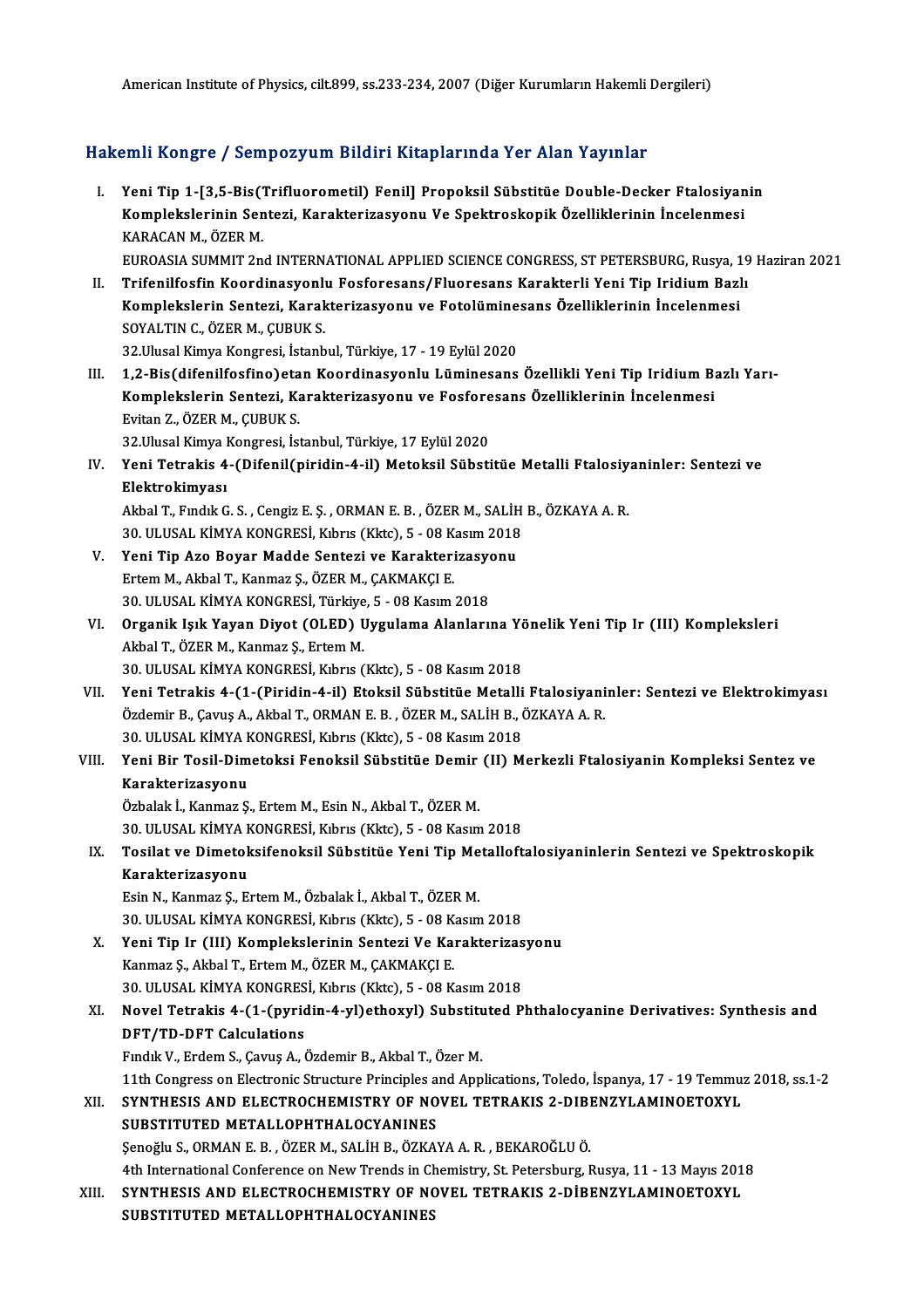American Institute of Physics, cilt.899, ss.233-234, 2007 (Diğer Kurumların Hakemli Dergileri)

## Hakemli Kongre / Sempozyum Bildiri Kitaplarında Yer Alan Yayınlar

I. **Yeni Tip 1-[3,5-Bis(Trifluorometil) Fenil] Propoksil Sübstitüe Double-Decker Ftalosiyanin Komplekslerinin Sentezi, Karakterizasyonu Ve Spektroskopik Özelliklerinin İncelenmesi**
KARACAN M., ÖZER M.
EUROASIA SUMMIT 2nd INTERNATIONAL APPLIED SCIENCE CONGRESS, ST PETERSBURG, Rusya, 19 Haziran 2021

II. **Trifenilfosfin Koordinasyonlu Fosforesans/Fluoresans Karakterli Yeni Tip Iridium Bazlı Komplekslerin Sentezi, Karakterizasyonu ve Fotolüminesans Özelliklerinin İncelenmesi**
SOYALTIN C., ÖZER M., ÇUBUK S.
32.Ulusal Kimya Kongresi, İstanbul, Türkiye, 17 - 19 Eylül 2020

III. **1,2-Bis(difenilfosfino)etan Koordinasyonlu Lüminesans Özellikli Yeni Tip Iridium Bazlı Yarı-Komplekslerin Sentezi, Karakterizasyonu ve Fosforesans Özelliklerinin İncelenmesi**
Evitan Z., ÖZER M., ÇUBUK S.
32.Ulusal Kimya Kongresi, İstanbul, Türkiye, 17 Eylül 2020

IV. **Yeni Tetrakis 4-(Difenil(piridin-4-il) Metoksil Sübstitüe Metalli Ftalosiyaninler: Sentezi ve Elektrokimyası**
Akbal T., Fındık G. S. , Cengiz E. Ş. , ORMAN E. B. , ÖZER M., SALİH B., ÖZKAYA A. R.
30. ULUSAL KİMYA KONGRESİ, Kıbrıs (Kktc), 5 - 08 Kasım 2018

V. **Yeni Tip Azo Boyar Madde Sentezi ve Karakterizasyonu**
Ertem M., Akbal T., Kanmaz Ş., ÖZER M., ÇAKMAKÇI E.
30. ULUSAL KİMYA KONGRESİ, Türkiye, 5 - 08 Kasım 2018

VI. **Organik Işık Yayan Diyot (OLED) Uygulama Alanlarına Yönelik Yeni Tip Ir (III) Kompleksleri**
Akbal T., ÖZER M., Kanmaz Ş., Ertem M.
30. ULUSAL KİMYA KONGRESİ, Kıbrıs (Kktc), 5 - 08 Kasım 2018

VII. **Yeni Tetrakis 4-(1-(Piridin-4-il) Etoksil Sübstitüe Metalli Ftalosiyaninler: Sentezi ve Elektrokimyası**
Özdemir B., Çavuş A., Akbal T., ORMAN E. B. , ÖZER M., SALİH B., ÖZKAYA A. R.
30. ULUSAL KİMYA KONGRESİ, Kıbrıs (Kktc), 5 - 08 Kasım 2018

VIII. **Yeni Bir Tosil-Dimetoksi Fenoksil Sübstitüe Demir (II) Merkezli Ftalosiyanin Kompleksi Sentez ve Karakterizasyonu**
Özbalak İ., Kanmaz Ş., Ertem M., Esin N., Akbal T., ÖZER M.
30. ULUSAL KİMYA KONGRESİ, Kıbrıs (Kktc), 5 - 08 Kasım 2018

IX. **Tosilat ve Dimetoksifenoksil Sübstitüe Yeni Tip Metalloftalosiyaninlerin Sentezi ve Spektroskopik Karakterizasyonu**
Esin N., Kanmaz Ş., Ertem M., Özbalak İ., Akbal T., ÖZER M.
30. ULUSAL KİMYA KONGRESİ, Kıbrıs (Kktc), 5 - 08 Kasım 2018

X. **Yeni Tip Ir (III) Komplekslerinin Sentezi Ve Karakterizasyonu**
Kanmaz Ş., Akbal T., Ertem M., ÖZER M., ÇAKMAKÇI E.
30. ULUSAL KİMYA KONGRESİ, Kıbrıs (Kktc), 5 - 08 Kasım 2018

XI. **Novel Tetrakis 4-(1-(pyridin-4-yl)ethoxyl) Substituted Phthalocyanine Derivatives: Synthesis and DFT/TD-DFT Calculations**
Fındık V., Erdem S., Çavuş A., Özdemir B., Akbal T., Özer M.
11th Congress on Electronic Structure Principles and Applications, Toledo, İspanya, 17 - 19 Temmuz 2018, ss.1-2

XII. **SYNTHESIS AND ELECTROCHEMISTRY OF NOVEL TETRAKIS 2-DIBENZYLAMINOETOXYL SUBSTITUTED METALLOPHTHALOCYANINES**
Şenoğlu S., ORMAN E. B. , ÖZER M., SALİH B., ÖZKAYA A. R. , BEKAROĞLU Ö.
4th International Conference on New Trends in Chemistry, St. Petersburg, Rusya, 11 - 13 Mayıs 2018

XIII. **SYNTHESIS AND ELECTROCHEMISTRY OF NOVEL TETRAKIS 2-DİBENZYLAMINOETOXYL SUBSTITUTED METALLOPHTHALOCYANINES**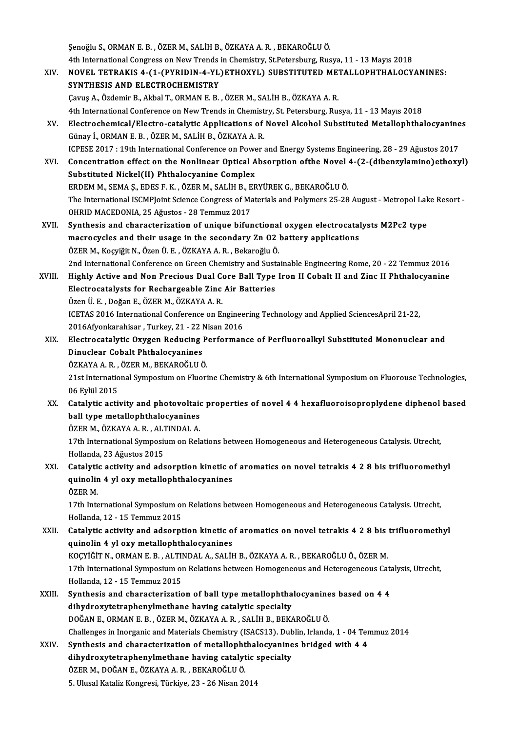Şenoğlu S., ORMAN E. B. , ÖZER M., SALİH B., ÖZKAYA A. R. , BEKAROĞLU Ö.
4th International Congress on New Trends in Chemistry, St.Petersburg, Rusya, 11 - 13 Mayıs 2018

XIV. **NOVEL TETRAKIS 4-(1-(PYRIDIN-4-YL)ETHOXYL) SUBSTITUTED METALLOPHTHALOCYANINES: SYNTHESIS AND ELECTROCHEMISTRY**
Çavuş A., Özdemir B., Akbal T., ORMAN E. B. , ÖZER M., SALİH B., ÖZKAYA A. R.
4th International Conference on New Trends in Chemistry, St. Petersburg, Rusya, 11 - 13 Mayıs 2018

XV. **Electrochemical/Electro-catalytic Applications of Novel Alcohol Substituted Metallophthalocyanines**
Günay İ., ORMAN E. B. , ÖZER M., SALİH B., ÖZKAYA A. R.
ICPESE 2017 : 19th International Conference on Power and Energy Systems Engineering, 28 - 29 Ağustos 2017

XVI. **Concentration effect on the Nonlinear Optical Absorption ofthe Novel 4-(2-(dibenzylamino)ethoxyl) Substituted Nickel(II) Phthalocyanine Complex**
ERDEM M., SEMA Ş., EDES F. K. , ÖZER M., SALİH B., ERYÜREK G., BEKAROĞLU Ö.
The International ISCMPJoint Science Congress of Materials and Polymers 25-28 August - Metropol Lake Resort - OHRID MACEDONIA, 25 Ağustos - 28 Temmuz 2017

XVII. **Synthesis and characterization of unique bifunctional oxygen electrocatalysts M2Pc2 type macrocycles and their usage in the secondary Zn O2 battery applications**
ÖZER M., Koçyiğit N., Özen Ü. E. , ÖZKAYA A. R. , Bekaroğlu Ö.
2nd International Conference on Green Chemistry and Sustainable Engineering Rome, 20 - 22 Temmuz 2016

XVIII. **Highly Active and Non Precious Dual Core Ball Type Iron II Cobalt II and Zinc II Phthalocyanine Electrocatalysts for Rechargeable Zinc Air Batteries**
Özen Ü. E. , Doğan E., ÖZER M., ÖZKAYA A. R.
ICETAS 2016 International Conference on Engineering Technology and Applied SciencesApril 21-22, 2016Afyonkarahisar , Turkey, 21 - 22 Nisan 2016

XIX. **Electrocatalytic Oxygen Reducing Performance of Perfluoroalkyl Substituted Mononuclear and Dinuclear Cobalt Phthalocyanines**
ÖZKAYA A. R. , ÖZER M., BEKAROĞLU Ö.
21st International Symposium on Fluorine Chemistry & 6th International Symposium on Fluorouse Technologies, 06 Eylül 2015

XX. **Catalytic activity and photovoltaic properties of novel 4 4 hexafluoroisoproplydene diphenol based ball type metallophthalocyanines**
ÖZER M., ÖZKAYA A. R. , ALTINDAL A.
17th International Symposium on Relations between Homogeneous and Heterogeneous Catalysis. Utrecht, Hollanda, 23 Ağustos 2015

XXI. **Catalytic activity and adsorption kinetic of aromatics on novel tetrakis 4 2 8 bis trifluoromethyl quinolin 4 yl oxy metallophthalocyanines**
ÖZER M.
17th International Symposium on Relations between Homogeneous and Heterogeneous Catalysis. Utrecht, Hollanda, 12 - 15 Temmuz 2015

XXII. **Catalytic activity and adsorption kinetic of aromatics on novel tetrakis 4 2 8 bis trifluoromethyl quinolin 4 yl oxy metallophthalocyanines**
KOÇYİĞİT N., ORMAN E. B. , ALTINDAL A., SALİH B., ÖZKAYA A. R. , BEKAROĞLU Ö., ÖZER M.
17th International Symposium on Relations between Homogeneous and Heterogeneous Catalysis, Utrecht, Hollanda, 12 - 15 Temmuz 2015

XXIII. **Synthesis and characterization of ball type metallophthalocyanines based on 4 4 dihydroxytetraphenylmethane having catalytic specialty**
DOĞAN E., ORMAN E. B. , ÖZER M., ÖZKAYA A. R. , SALİH B., BEKAROĞLU Ö.
Challenges in Inorganic and Materials Chemistry (ISACS13). Dublin, Irlanda, 1 - 04 Temmuz 2014

XXIV. **Synthesis and characterization of metallophthalocyanines bridged with 4 4 dihydroxytetraphenylmethane having catalytic specialty**
ÖZER M., DOĞAN E., ÖZKAYA A. R. , BEKAROĞLU Ö.
5. Ulusal Kataliz Kongresi, Türkiye, 23 - 26 Nisan 2014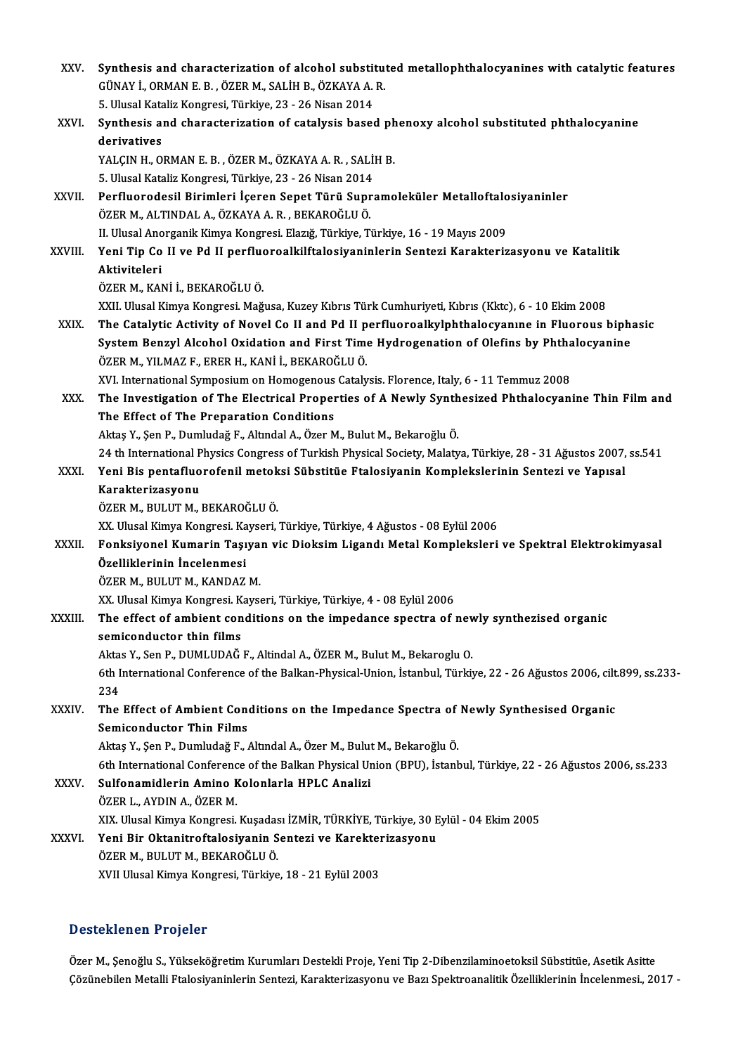XXV. **Synthesis and characterization of alcohol substituted metallophthalocyanines with catalytic features**
GÜNAY İ., ORMAN E. B. , ÖZER M., SALİH B., ÖZKAYA A. R.
5. Ulusal Kataliz Kongresi, Türkiye, 23 - 26 Nisan 2014

XXVI. **Synthesis and characterization of catalysis based phenoxy alcohol substituted phthalocyanine derivatives**
YALÇIN H., ORMAN E. B. , ÖZER M., ÖZKAYA A. R. , SALİH B.
5. Ulusal Kataliz Kongresi, Türkiye, 23 - 26 Nisan 2014

XXVII. **Perfluorodesil Birimleri İçeren Sepet Türü Supramoleküler Metalloftalosiyaninler**
ÖZER M., ALTINDAL A., ÖZKAYA A. R. , BEKAROĞLU Ö.
II. Ulusal Anorganik Kimya Kongresi. Elazığ, Türkiye, Türkiye, 16 - 19 Mayıs 2009

XXVIII. **Yeni Tip Co II ve Pd II perfluoroalkilftalosiyaninlerin Sentezi Karakterizasyonu ve Katalitik Aktiviteleri**
ÖZER M., KANİ İ., BEKAROĞLU Ö.
XXII. Ulusal Kimya Kongresi. Mağusa, Kuzey Kıbrıs Türk Cumhuriyeti, Kıbrıs (Kktc), 6 - 10 Ekim 2008

XXIX. **The Catalytic Activity of Novel Co II and Pd II perfluoroalkylphthalocyanıne in Fluorous biphasic System Benzyl Alcohol Oxidation and First Time Hydrogenation of Olefins by Phthalocyanine**
ÖZER M., YILMAZ F., ERER H., KANİ İ., BEKAROĞLU Ö.
XVI. International Symposium on Homogenous Catalysis. Florence, Italy, 6 - 11 Temmuz 2008

XXX. **The Investigation of The Electrical Properties of A Newly Synthesized Phthalocyanine Thin Film and The Effect of The Preparation Conditions**
Aktaş Y., Şen P., Dumludağ F., Altındal A., Özer M., Bulut M., Bekaroğlu Ö.
24 th International Physics Congress of Turkish Physical Society, Malatya, Türkiye, 28 - 31 Ağustos 2007, ss.541

XXXI. **Yeni Bis pentafluorofenil metoksi Sübstitüe Ftalosiyanin Komplekslerinin Sentezi ve Yapısal Karakterizasyonu**
ÖZER M., BULUT M., BEKAROĞLU Ö.
XX. Ulusal Kimya Kongresi. Kayseri, Türkiye, Türkiye, 4 Ağustos - 08 Eylül 2006

XXXII. **Fonksiyonel Kumarin Taşıyan vic Dioksim Ligandı Metal Kompleksleri ve Spektral Elektrokimyasal Özelliklerinin İncelenmesi**
ÖZER M., BULUT M., KANDAZ M.
XX. Ulusal Kimya Kongresi. Kayseri, Türkiye, Türkiye, 4 - 08 Eylül 2006

XXXIII. **The effect of ambient conditions on the impedance spectra of newly synthezised organic semiconductor thin films**
Aktas Y., Sen P., DUMLUDAĞ F., Altindal A., ÖZER M., Bulut M., Bekaroglu O.
6th International Conference of the Balkan-Physical-Union, İstanbul, Türkiye, 22 - 26 Ağustos 2006, cilt.899, ss.233-234

XXXIV. **The Effect of Ambient Conditions on the Impedance Spectra of Newly Synthesised Organic Semiconductor Thin Films**
Aktaş Y., Şen P., Dumludağ F., Altındal A., Özer M., Bulut M., Bekaroğlu Ö.
6th International Conference of the Balkan Physical Union (BPU), İstanbul, Türkiye, 22 - 26 Ağustos 2006, ss.233

XXXV. **Sulfonamidlerin Amino Kolonlarla HPLC Analizi**
ÖZER L., AYDIN A., ÖZER M.
XIX. Ulusal Kimya Kongresi. Kuşadası İZMİR, TÜRKİYE, Türkiye, 30 Eylül - 04 Ekim 2005

XXXVI. **Yeni Bir Oktanitroftalosiyanin Sentezi ve Karekterizasyonu**
ÖZER M., BULUT M., BEKAROĞLU Ö.
XVII Ulusal Kimya Kongresi, Türkiye, 18 - 21 Eylül 2003

## Desteklenen Projeler

Özer M., Şenoğlu S., Yükseköğretim Kurumları Destekli Proje, Yeni Tip 2-Dibenzilaminoetoksil Sübstitüe, Asetik Asitte Çözünebilen Metalli Ftalosiyaninlerin Sentezi, Karakterizasyonu ve Bazı Spektroanalitik Özelliklerinin İncelenmesi., 2017 -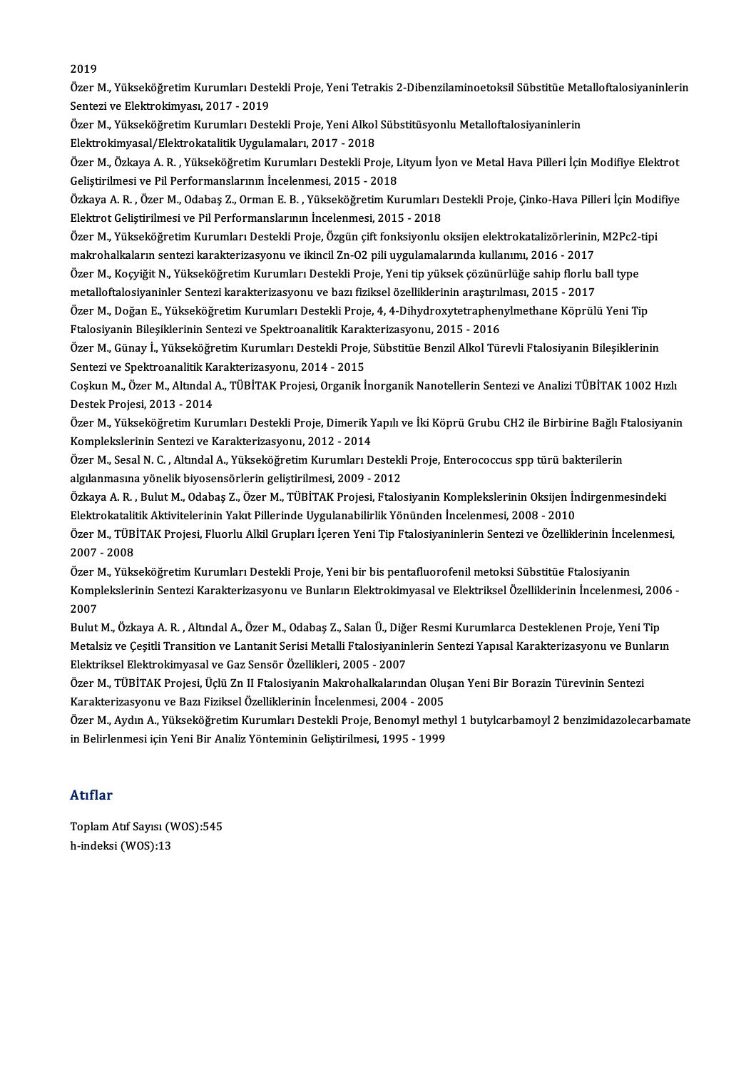2019

Özer M., Yükseköğretim Kurumları Destekli Proje, Yeni Tetrakis 2-Dibenzilaminoetoksil Sübstitüe Metalloftalosiyaninlerin Sentezi ve Elektrokimyası, 2017 - 2019

Özer M., Yükseköğretim Kurumları Destekli Proje, Yeni Alkol Sübstitüsyonlu Metalloftalosiyaninlerin Elektrokimyasal/Elektrokatalitik Uygulamaları, 2017 - 2018

Özer M., Özkaya A. R. , Yükseköğretim Kurumları Destekli Proje, Lityum İyon ve Metal Hava Pilleri İçin Modifiye Elektrot Geliştirilmesi ve Pil Performanslarının İncelenmesi, 2015 - 2018

Özkaya A. R. , Özer M., Odabaş Z., Orman E. B. , Yükseköğretim Kurumları Destekli Proje, Çinko-Hava Pilleri İçin Modifiye Elektrot Geliştirilmesi ve Pil Performanslarının İncelenmesi, 2015 - 2018

Özer M., Yükseköğretim Kurumları Destekli Proje, Özgün çift fonksiyonlu oksijen elektrokatalizörlerinin, M2Pc2-tipi makrohalkaların sentezi karakterizasyonu ve ikincil Zn-O2 pili uygulamalarında kullanımı, 2016 - 2017

Özer M., Koçyiğit N., Yükseköğretim Kurumları Destekli Proje, Yeni tip yüksek çözünürlüğe sahip florlu ball type metalloftalosiyaninler Sentezi karakterizasyonu ve bazı fiziksel özelliklerinin araştırılması, 2015 - 2017

Özer M., Doğan E., Yükseköğretim Kurumları Destekli Proje, 4, 4-Dihydroxytetraphenylmethane Köprülü Yeni Tip Ftalosiyanin Bileşiklerinin Sentezi ve Spektroanalitik Karakterizasyonu, 2015 - 2016

Özer M., Günay İ., Yükseköğretim Kurumları Destekli Proje, Sübstitüe Benzil Alkol Türevli Ftalosiyanin Bileşiklerinin Sentezi ve Spektroanalitik Karakterizasyonu, 2014 - 2015

Coşkun M., Özer M., Altındal A., TÜBİTAK Projesi, Organik İnorganik Nanotellerin Sentezi ve Analizi TÜBİTAK 1002 Hızlı Destek Projesi, 2013 - 2014

Özer M., Yükseköğretim Kurumları Destekli Proje, Dimerik Yapılı ve İki Köprü Grubu CH2 ile Birbirine Bağlı Ftalosiyanin Komplekslerinin Sentezi ve Karakterizasyonu, 2012 - 2014

Özer M., Sesal N. C. , Altındal A., Yükseköğretim Kurumları Destekli Proje, Enterococcus spp türü bakterilerin algılanmasına yönelik biyosensörlerin geliştirilmesi, 2009 - 2012

Özkaya A. R. , Bulut M., Odabaş Z., Özer M., TÜBİTAK Projesi, Ftalosiyanin Komplekslerinin Oksijen İndirgenmesindeki Elektrokatalitik Aktivitelerinin Yakıt Pillerinde Uygulanabilirlik Yönünden İncelenmesi, 2008 - 2010

Özer M., TÜBİTAK Projesi, Fluorlu Alkil Grupları İçeren Yeni Tip Ftalosiyaninlerin Sentezi ve Özelliklerinin İncelenmesi, 2007 - 2008

Özer M., Yükseköğretim Kurumları Destekli Proje, Yeni bir bis pentafluorofenil metoksi Sübstitüe Ftalosiyanin Komplekslerinin Sentezi Karakterizasyonu ve Bunların Elektrokimyasal ve Elektriksel Özelliklerinin İncelenmesi, 2006 - 2007

Bulut M., Özkaya A. R. , Altındal A., Özer M., Odabaş Z., Salan Ü., Diğer Resmi Kurumlarca Desteklenen Proje, Yeni Tip Metalsiz ve Çeşitli Transition ve Lantanit Serisi Metalli Ftalosiyaninlerin Sentezi Yapısal Karakterizasyonu ve Bunların Elektriksel Elektrokimyasal ve Gaz Sensör Özellikleri, 2005 - 2007

Özer M., TÜBİTAK Projesi, Üçlü Zn II Ftalosiyanin Makrohalkalarından Oluşan Yeni Bir Borazin Türevinin Sentezi Karakterizasyonu ve Bazı Fiziksel Özelliklerinin İncelenmesi, 2004 - 2005

Özer M., Aydın A., Yükseköğretim Kurumları Destekli Proje, Benomyl methyl 1 butylcarbamoyl 2 benzimidazolecarbamate in Belirlenmesi için Yeni Bir Analiz Yönteminin Geliştirilmesi, 1995 - 1999

## Atıflar

Toplam Atıf Sayısı (WOS):545
h-indeksi (WOS):13